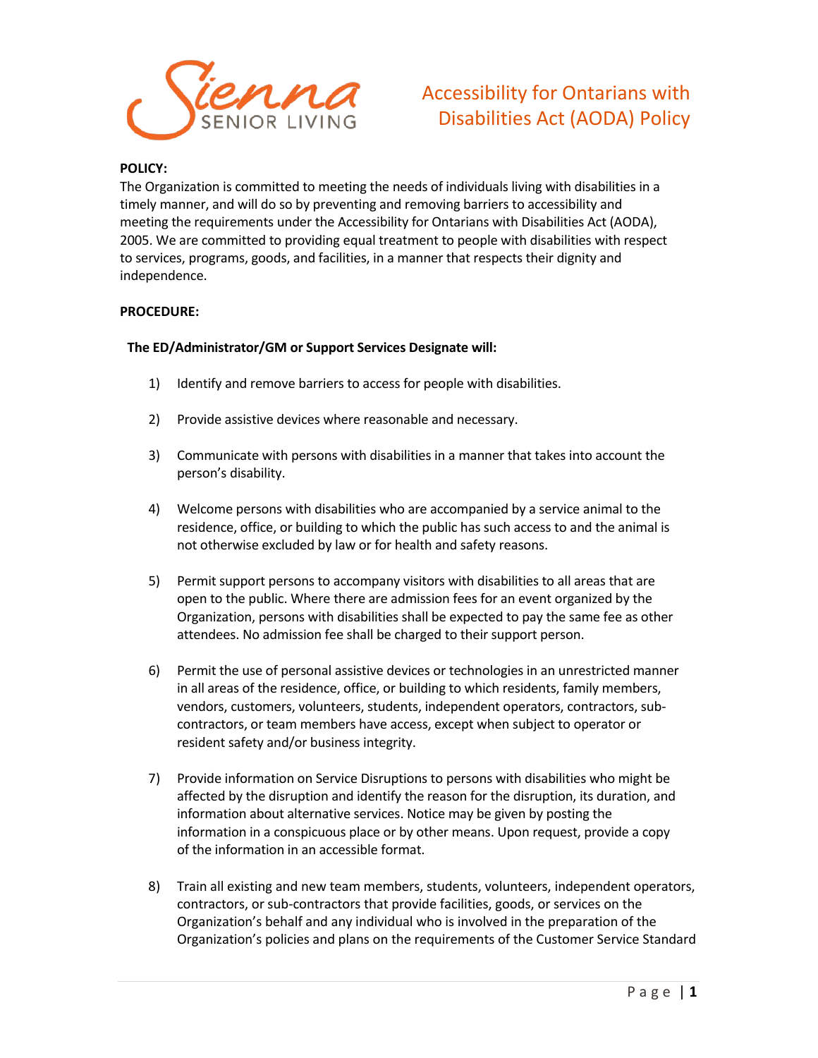# Accessibility for Ontarians with Disabilities Act (AODA) Policy

**POLICY:**

The Organization is committed to meeting the needs of individuals living with disabilities in a timely manner, and will do so by preventing and removing barriers to accessibility and meeting the requirements under the Accessibility for Ontarians with Disabilities Act (AODA), 2005. We are committed to providing equal treatment to people with disabilities with respect to services, programs, goods, and facilities, in a manner that respects their dignity and independence.

**PROCEDURE:**

**The ED/Administrator/GM or Support Services Designate will:**

1) Identify and remove barriers to access for people with disabilities.

2) Provide assistive devices where reasonable and necessary.

3) Communicate with persons with disabilities in a manner that takes into account the person's disability.

4) Welcome persons with disabilities who are accompanied by a service animal to the residence, office, or building to which the public has such access to and the animal is not otherwise excluded by law or for health and safety reasons.

5) Permit support persons to accompany visitors with disabilities to all areas that are open to the public. Where there are admission fees for an event organized by the Organization, persons with disabilities shall be expected to pay the same fee as other attendees. No admission fee shall be charged to their support person.

6) Permit the use of personal assistive devices or technologies in an unrestricted manner in all areas of the residence, office, or building to which residents, family members, vendors, customers, volunteers, students, independent operators, contractors, sub-contractors, or team members have access, except when subject to operator or resident safety and/or business integrity.

7) Provide information on Service Disruptions to persons with disabilities who might be affected by the disruption and identify the reason for the disruption, its duration, and information about alternative services. Notice may be given by posting the information in a conspicuous place or by other means. Upon request, provide a copy of the information in an accessible format.

8) Train all existing and new team members, students, volunteers, independent operators, contractors, or sub-contractors that provide facilities, goods, or services on the Organization's behalf and any individual who is involved in the preparation of the Organization's policies and plans on the requirements of the Customer Service Standard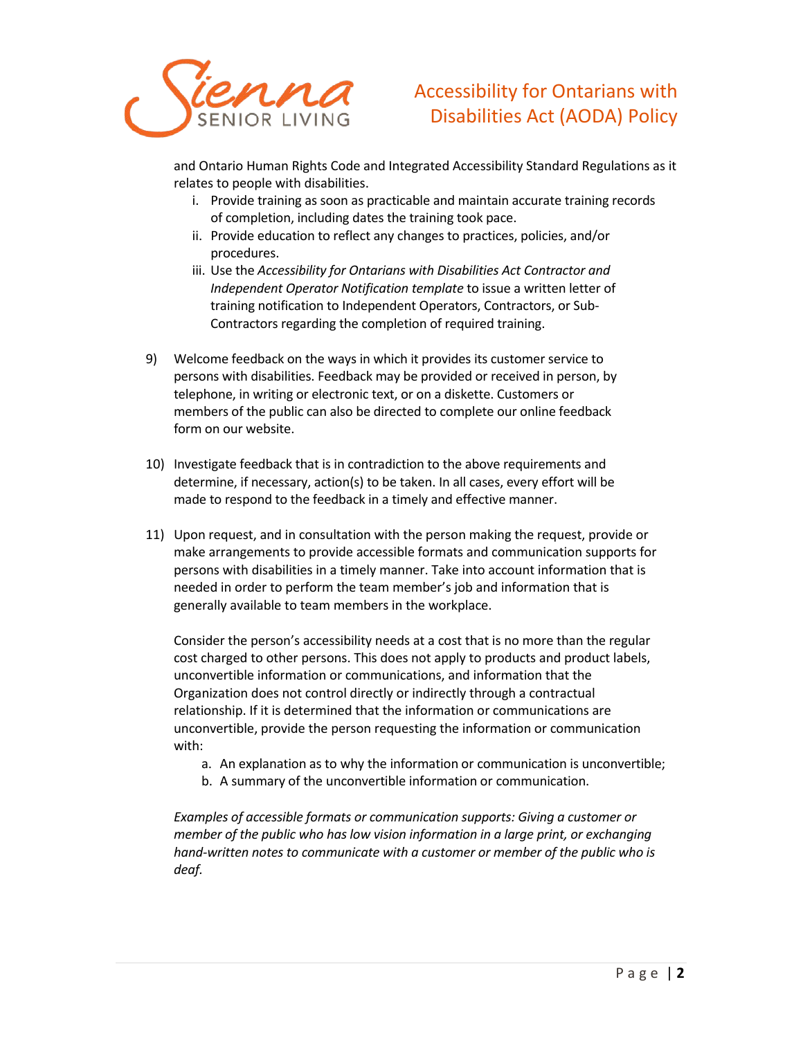and Ontario Human Rights Code and Integrated Accessibility Standard Regulations as it relates to people with disabilities.

   i. Provide training as soon as practicable and maintain accurate training records of completion, including dates the training took pace.
   ii. Provide education to reflect any changes to practices, policies, and/or procedures.
   iii. Use the *Accessibility for Ontarians with Disabilities Act Contractor and Independent Operator Notification template* to issue a written letter of training notification to Independent Operators, Contractors, or Sub-Contractors regarding the completion of required training.

9) Welcome feedback on the ways in which it provides its customer service to persons with disabilities. Feedback may be provided or received in person, by telephone, in writing or electronic text, or on a diskette. Customers or members of the public can also be directed to complete our online feedback form on our website.

10) Investigate feedback that is in contradiction to the above requirements and determine, if necessary, action(s) to be taken. In all cases, every effort will be made to respond to the feedback in a timely and effective manner.

11) Upon request, and in consultation with the person making the request, provide or make arrangements to provide accessible formats and communication supports for persons with disabilities in a timely manner. Take into account information that is needed in order to perform the team member's job and information that is generally available to team members in the workplace.

    Consider the person's accessibility needs at a cost that is no more than the regular cost charged to other persons. This does not apply to products and product labels, unconvertible information or communications, and information that the Organization does not control directly or indirectly through a contractual relationship. If it is determined that the information or communications are unconvertible, provide the person requesting the information or communication with:

    a. An explanation as to why the information or communication is unconvertible;
    b. A summary of the unconvertible information or communication.

    *Examples of accessible formats or communication supports: Giving a customer or member of the public who has low vision information in a large print, or exchanging hand-written notes to communicate with a customer or member of the public who is deaf.*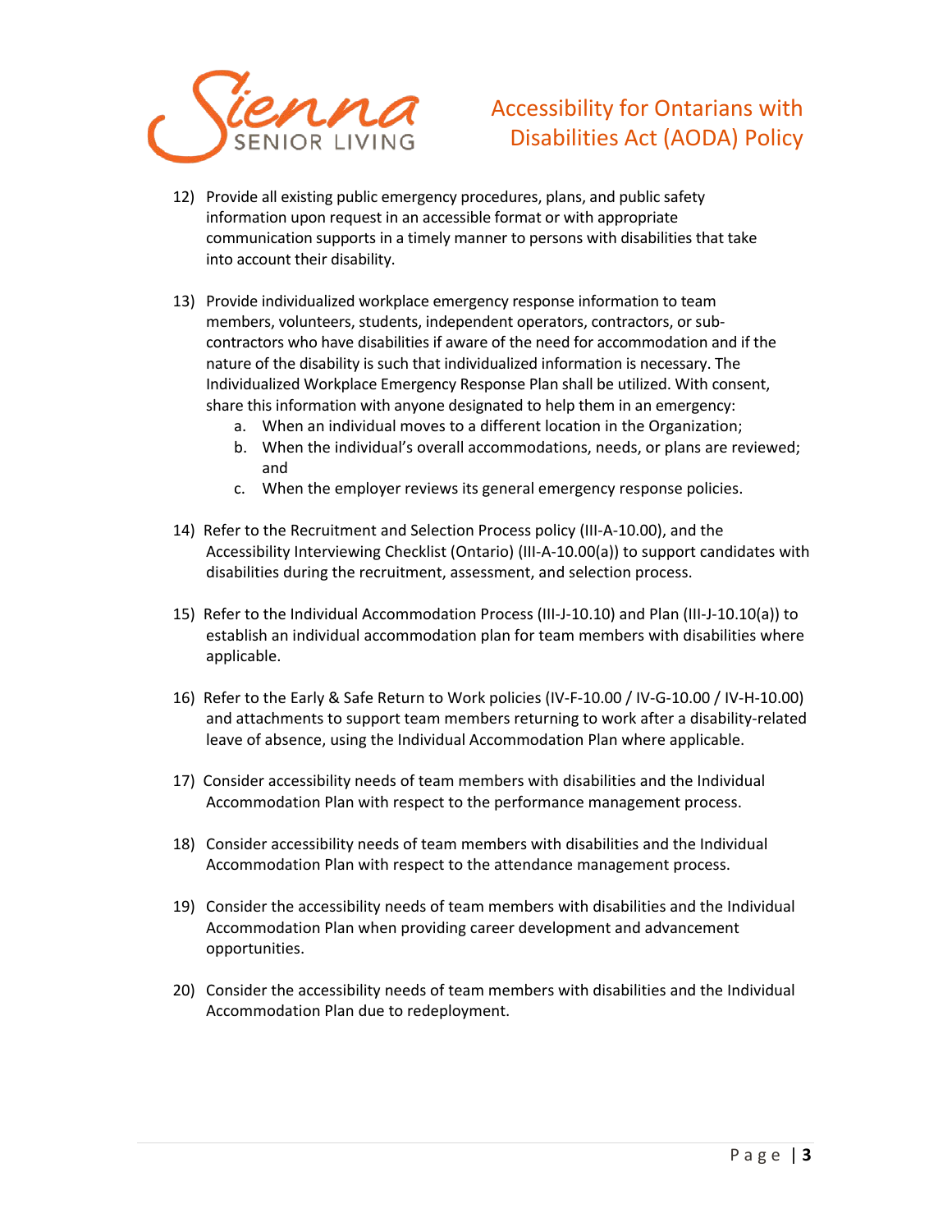12) Provide all existing public emergency procedures, plans, and public safety information upon request in an accessible format or with appropriate communication supports in a timely manner to persons with disabilities that take into account their disability.

13) Provide individualized workplace emergency response information to team members, volunteers, students, independent operators, contractors, or sub-contractors who have disabilities if aware of the need for accommodation and if the nature of the disability is such that individualized information is necessary. The Individualized Workplace Emergency Response Plan shall be utilized. With consent, share this information with anyone designated to help them in an emergency:
    a. When an individual moves to a different location in the Organization;
    b. When the individual's overall accommodations, needs, or plans are reviewed; and
    c. When the employer reviews its general emergency response policies.

14) Refer to the Recruitment and Selection Process policy (III-A-10.00), and the Accessibility Interviewing Checklist (Ontario) (III-A-10.00(a)) to support candidates with disabilities during the recruitment, assessment, and selection process.

15) Refer to the Individual Accommodation Process (III-J-10.10) and Plan (III-J-10.10(a)) to establish an individual accommodation plan for team members with disabilities where applicable.

16) Refer to the Early & Safe Return to Work policies (IV-F-10.00 / IV-G-10.00 / IV-H-10.00) and attachments to support team members returning to work after a disability-related leave of absence, using the Individual Accommodation Plan where applicable.

17) Consider accessibility needs of team members with disabilities and the Individual Accommodation Plan with respect to the performance management process.

18) Consider accessibility needs of team members with disabilities and the Individual Accommodation Plan with respect to the attendance management process.

19) Consider the accessibility needs of team members with disabilities and the Individual Accommodation Plan when providing career development and advancement opportunities.

20) Consider the accessibility needs of team members with disabilities and the Individual Accommodation Plan due to redeployment.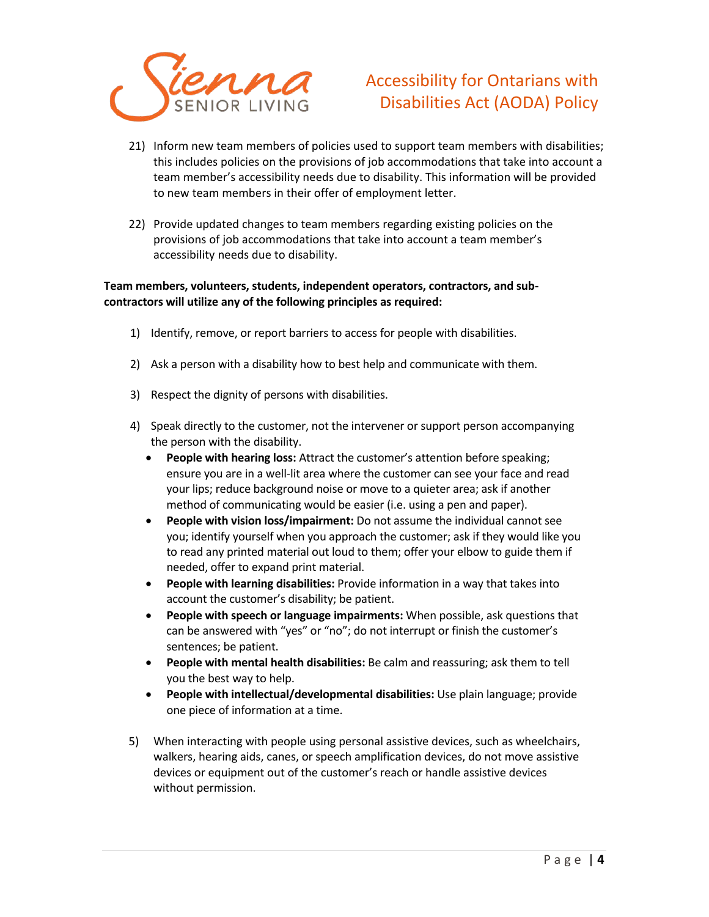21) Inform new team members of policies used to support team members with disabilities; this includes policies on the provisions of job accommodations that take into account a team member's accessibility needs due to disability. This information will be provided to new team members in their offer of employment letter.

22) Provide updated changes to team members regarding existing policies on the provisions of job accommodations that take into account a team member's accessibility needs due to disability.

**Team members, volunteers, students, independent operators, contractors, and sub-contractors will utilize any of the following principles as required:**

1) Identify, remove, or report barriers to access for people with disabilities.

2) Ask a person with a disability how to best help and communicate with them.

3) Respect the dignity of persons with disabilities.

4) Speak directly to the customer, not the intervener or support person accompanying the person with the disability.
   - **People with hearing loss:** Attract the customer's attention before speaking; ensure you are in a well-lit area where the customer can see your face and read your lips; reduce background noise or move to a quieter area; ask if another method of communicating would be easier (i.e. using a pen and paper).
   - **People with vision loss/impairment:** Do not assume the individual cannot see you; identify yourself when you approach the customer; ask if they would like you to read any printed material out loud to them; offer your elbow to guide them if needed, offer to expand print material.
   - **People with learning disabilities:** Provide information in a way that takes into account the customer's disability; be patient.
   - **People with speech or language impairments:** When possible, ask questions that can be answered with "yes" or "no"; do not interrupt or finish the customer's sentences; be patient.
   - **People with mental health disabilities:** Be calm and reassuring; ask them to tell you the best way to help.
   - **People with intellectual/developmental disabilities:** Use plain language; provide one piece of information at a time.

5) When interacting with people using personal assistive devices, such as wheelchairs, walkers, hearing aids, canes, or speech amplification devices, do not move assistive devices or equipment out of the customer's reach or handle assistive devices without permission.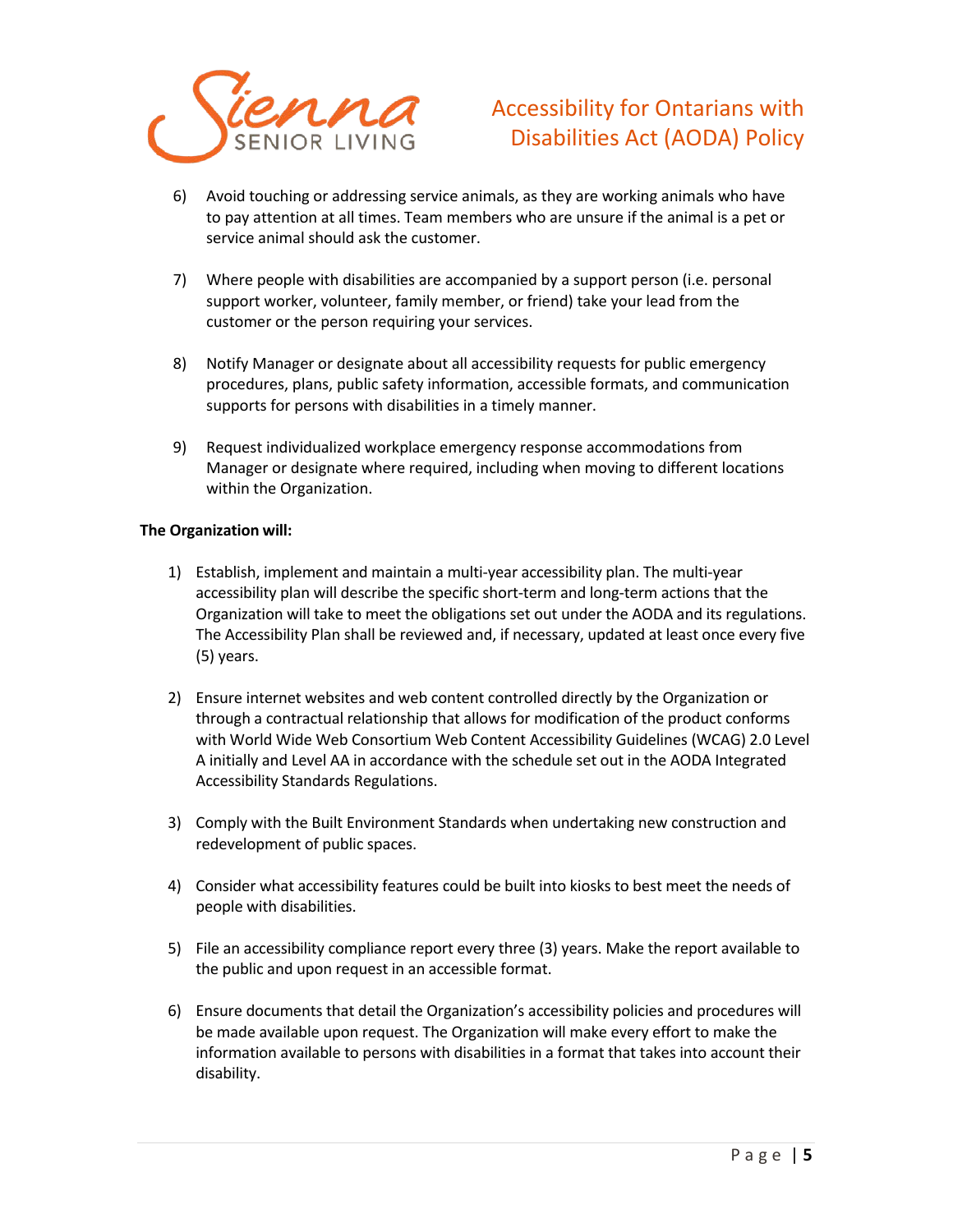6) Avoid touching or addressing service animals, as they are working animals who have to pay attention at all times. Team members who are unsure if the animal is a pet or service animal should ask the customer.

7) Where people with disabilities are accompanied by a support person (i.e. personal support worker, volunteer, family member, or friend) take your lead from the customer or the person requiring your services.

8) Notify Manager or designate about all accessibility requests for public emergency procedures, plans, public safety information, accessible formats, and communication supports for persons with disabilities in a timely manner.

9) Request individualized workplace emergency response accommodations from Manager or designate where required, including when moving to different locations within the Organization.

**The Organization will:**

1) Establish, implement and maintain a multi-year accessibility plan. The multi-year accessibility plan will describe the specific short-term and long-term actions that the Organization will take to meet the obligations set out under the AODA and its regulations. The Accessibility Plan shall be reviewed and, if necessary, updated at least once every five (5) years.

2) Ensure internet websites and web content controlled directly by the Organization or through a contractual relationship that allows for modification of the product conforms with World Wide Web Consortium Web Content Accessibility Guidelines (WCAG) 2.0 Level A initially and Level AA in accordance with the schedule set out in the AODA Integrated Accessibility Standards Regulations.

3) Comply with the Built Environment Standards when undertaking new construction and redevelopment of public spaces.

4) Consider what accessibility features could be built into kiosks to best meet the needs of people with disabilities.

5) File an accessibility compliance report every three (3) years. Make the report available to the public and upon request in an accessible format.

6) Ensure documents that detail the Organization's accessibility policies and procedures will be made available upon request. The Organization will make every effort to make the information available to persons with disabilities in a format that takes into account their disability.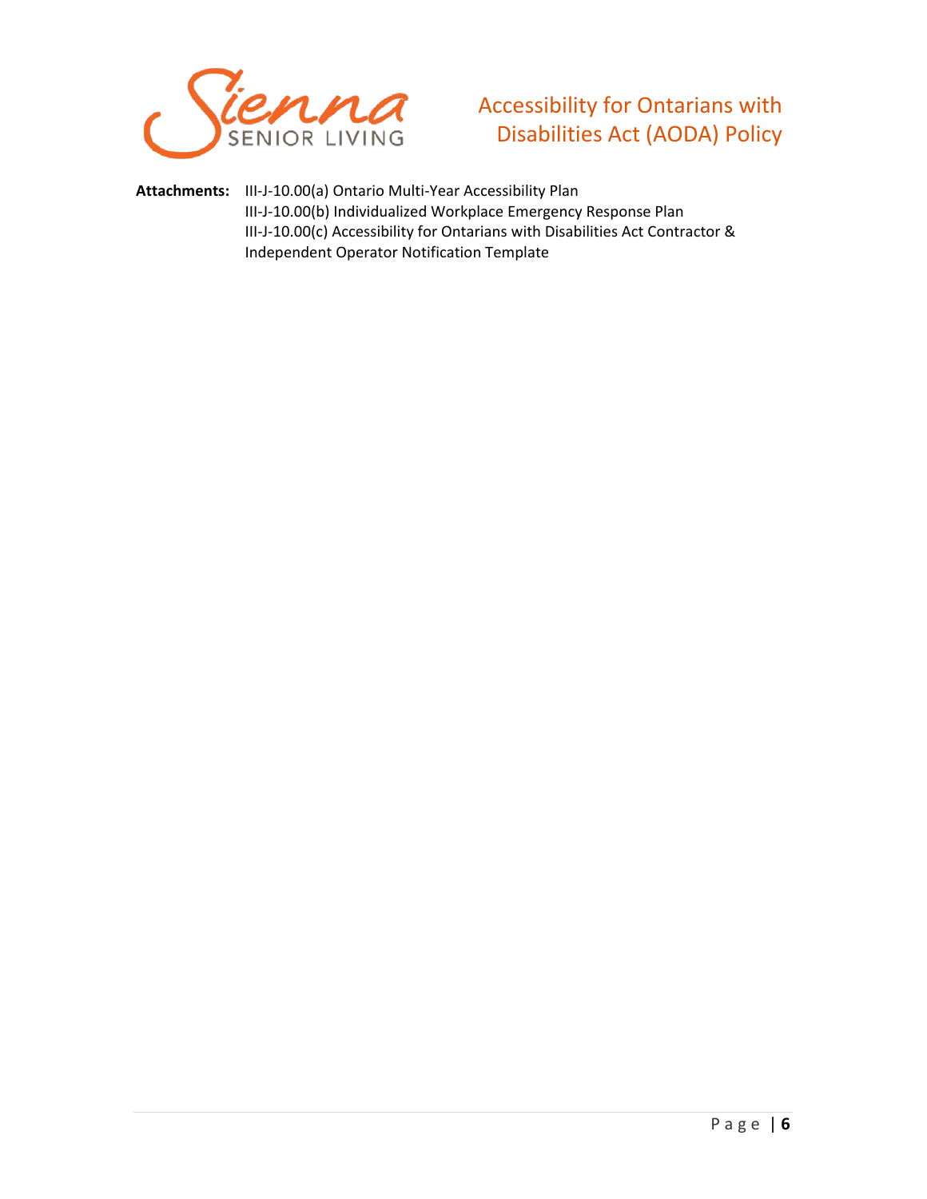**Attachments:** III-J-10.00(a) Ontario Multi-Year Accessibility Plan
III-J-10.00(b) Individualized Workplace Emergency Response Plan
III-J-10.00(c) Accessibility for Ontarians with Disabilities Act Contractor & Independent Operator Notification Template